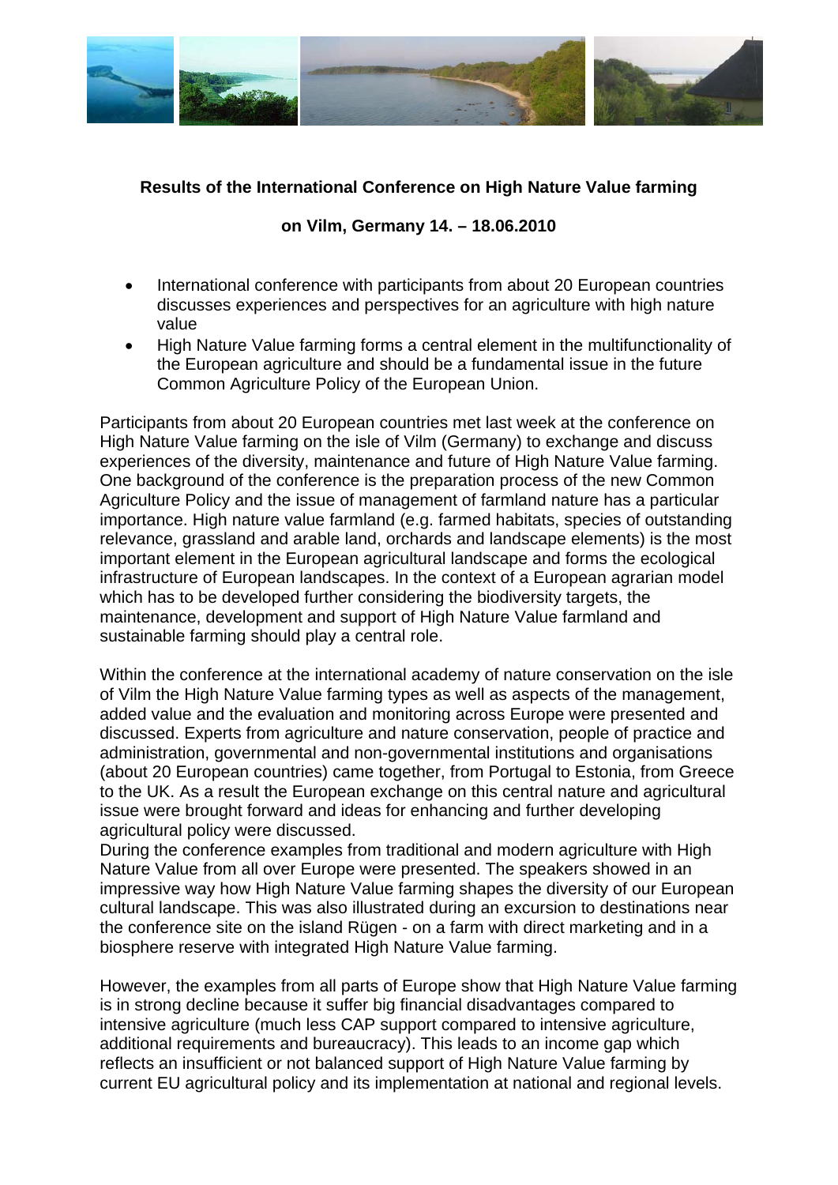**Results of the International Conference on High Nature Value farming**

**on Vilm, Germany 14. – 18.06.2010**

- International conference with participants from about 20 European countries discusses experiences and perspectives for an agriculture with high nature value
- High Nature Value farming forms a central element in the multifunctionality of the European agriculture and should be a fundamental issue in the future Common Agriculture Policy of the European Union.

Participants from about 20 European countries met last week at the conference on High Nature Value farming on the isle of Vilm (Germany) to exchange and discuss experiences of the diversity, maintenance and future of High Nature Value farming. One background of the conference is the preparation process of the new Common Agriculture Policy and the issue of management of farmland nature has a particular importance. High nature value farmland (e.g. farmed habitats, species of outstanding relevance, grassland and arable land, orchards and landscape elements) is the most important element in the European agricultural landscape and forms the ecological infrastructure of European landscapes. In the context of a European agrarian model which has to be developed further considering the biodiversity targets, the maintenance, development and support of High Nature Value farmland and sustainable farming should play a central role.

Within the conference at the international academy of nature conservation on the isle of Vilm the High Nature Value farming types as well as aspects of the management, added value and the evaluation and monitoring across Europe were presented and discussed. Experts from agriculture and nature conservation, people of practice and administration, governmental and non-governmental institutions and organisations (about 20 European countries) came together, from Portugal to Estonia, from Greece to the UK. As a result the European exchange on this central nature and agricultural issue were brought forward and ideas for enhancing and further developing agricultural policy were discussed.
During the conference examples from traditional and modern agriculture with High Nature Value from all over Europe were presented. The speakers showed in an impressive way how High Nature Value farming shapes the diversity of our European cultural landscape. This was also illustrated during an excursion to destinations near the conference site on the island Rügen - on a farm with direct marketing and in a biosphere reserve with integrated High Nature Value farming.

However, the examples from all parts of Europe show that High Nature Value farming is in strong decline because it suffer big financial disadvantages compared to intensive agriculture (much less CAP support compared to intensive agriculture, additional requirements and bureaucracy). This leads to an income gap which reflects an insufficient or not balanced support of High Nature Value farming by current EU agricultural policy and its implementation at national and regional levels.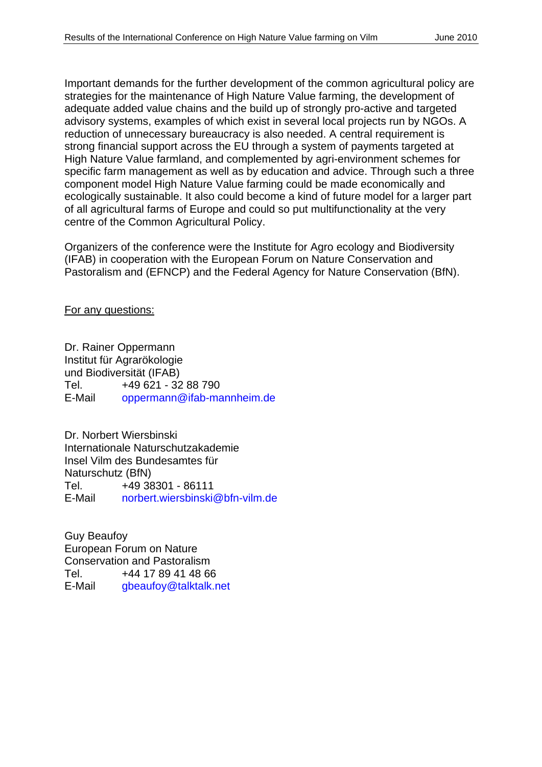Important demands for the further development of the common agricultural policy are strategies for the maintenance of High Nature Value farming, the development of adequate added value chains and the build up of strongly pro-active and targeted advisory systems, examples of which exist in several local projects run by NGOs. A reduction of unnecessary bureaucracy is also needed. A central requirement is strong financial support across the EU through a system of payments targeted at High Nature Value farmland, and complemented by agri-environment schemes for specific farm management as well as by education and advice. Through such a three component model High Nature Value farming could be made economically and ecologically sustainable. It also could become a kind of future model for a larger part of all agricultural farms of Europe and could so put multifunctionality at the very centre of the Common Agricultural Policy.

Organizers of the conference were the Institute for Agro ecology and Biodiversity (IFAB) in cooperation with the European Forum on Nature Conservation and Pastoralism and (EFNCP) and the Federal Agency for Nature Conservation (BfN).

<u>For any questions:</u>

Dr. Rainer Oppermann
Institut für Agrarökologie
und Biodiversität (IFAB)
Tel. +49 621 - 32 88 790
E-Mail oppermann@ifab-mannheim.de

Dr. Norbert Wiersbinski
Internationale Naturschutzakademie
Insel Vilm des Bundesamtes für
Naturschutz (BfN)
Tel. +49 38301 - 86111
E-Mail norbert.wiersbinski@bfn-vilm.de

Guy Beaufoy
European Forum on Nature
Conservation and Pastoralism
Tel. +44 17 89 41 48 66
E-Mail gbeaufoy@talktalk.net